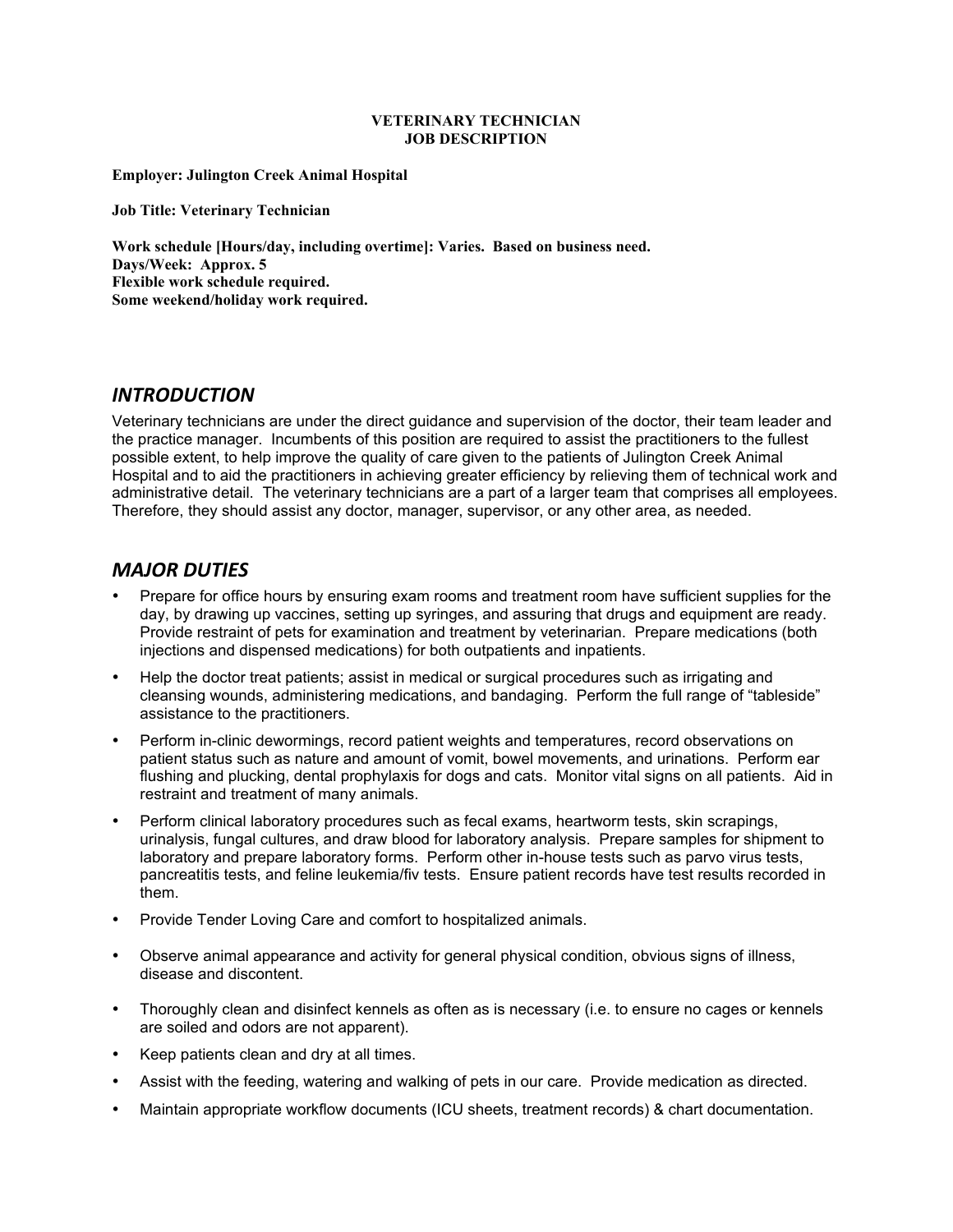**VETERINARY TECHNICIAN**
**JOB DESCRIPTION**

**Employer: Julington Creek Animal Hospital**

**Job Title: Veterinary Technician**

**Work schedule [Hours/day, including overtime]: Varies. Based on business need.**
**Days/Week: Approx. 5**
**Flexible work schedule required.**
**Some weekend/holiday work required.**

## *INTRODUCTION*

Veterinary technicians are under the direct guidance and supervision of the doctor, their team leader and the practice manager. Incumbents of this position are required to assist the practitioners to the fullest possible extent, to help improve the quality of care given to the patients of Julington Creek Animal Hospital and to aid the practitioners in achieving greater efficiency by relieving them of technical work and administrative detail. The veterinary technicians are a part of a larger team that comprises all employees. Therefore, they should assist any doctor, manager, supervisor, or any other area, as needed.

## *MAJOR DUTIES*

- Prepare for office hours by ensuring exam rooms and treatment room have sufficient supplies for the day, by drawing up vaccines, setting up syringes, and assuring that drugs and equipment are ready. Provide restraint of pets for examination and treatment by veterinarian. Prepare medications (both injections and dispensed medications) for both outpatients and inpatients.
- Help the doctor treat patients; assist in medical or surgical procedures such as irrigating and cleansing wounds, administering medications, and bandaging. Perform the full range of "tableside" assistance to the practitioners.
- Perform in-clinic dewormings, record patient weights and temperatures, record observations on patient status such as nature and amount of vomit, bowel movements, and urinations. Perform ear flushing and plucking, dental prophylaxis for dogs and cats. Monitor vital signs on all patients. Aid in restraint and treatment of many animals.
- Perform clinical laboratory procedures such as fecal exams, heartworm tests, skin scrapings, urinalysis, fungal cultures, and draw blood for laboratory analysis. Prepare samples for shipment to laboratory and prepare laboratory forms. Perform other in-house tests such as parvo virus tests, pancreatitis tests, and feline leukemia/fiv tests. Ensure patient records have test results recorded in them.
- Provide Tender Loving Care and comfort to hospitalized animals.
- Observe animal appearance and activity for general physical condition, obvious signs of illness, disease and discontent.
- Thoroughly clean and disinfect kennels as often as is necessary (i.e. to ensure no cages or kennels are soiled and odors are not apparent).
- Keep patients clean and dry at all times.
- Assist with the feeding, watering and walking of pets in our care. Provide medication as directed.
- Maintain appropriate workflow documents (ICU sheets, treatment records) & chart documentation.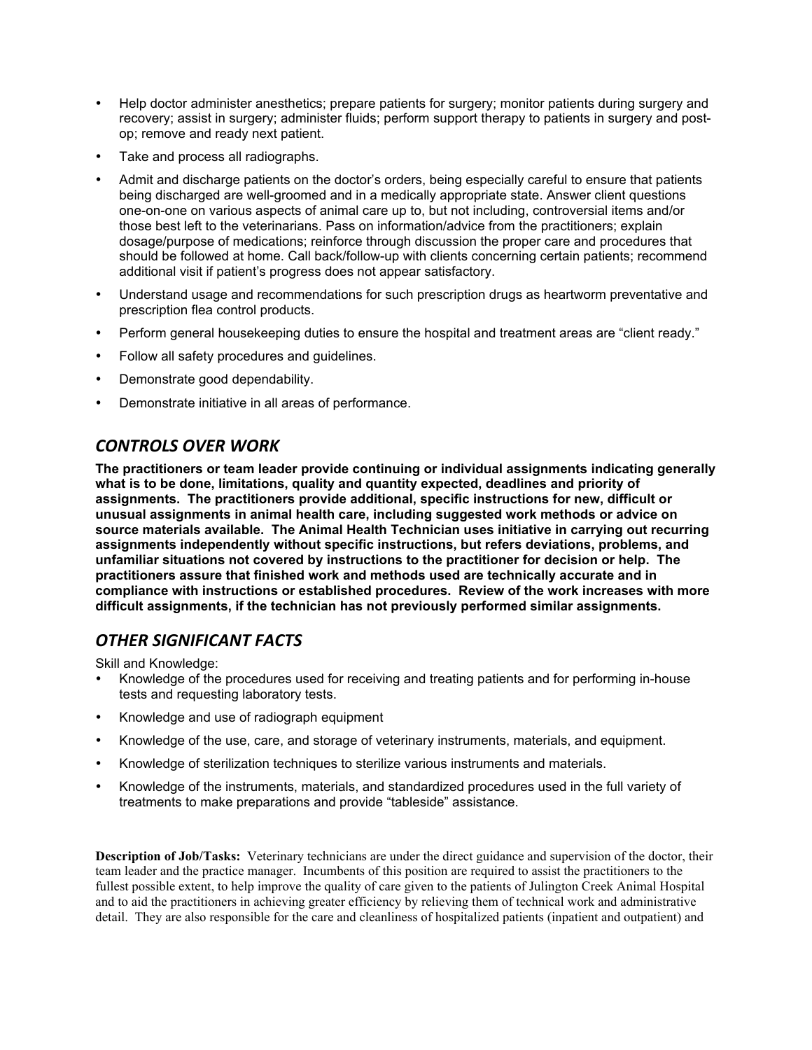- Help doctor administer anesthetics; prepare patients for surgery; monitor patients during surgery and recovery; assist in surgery; administer fluids; perform support therapy to patients in surgery and post-op; remove and ready next patient.
- Take and process all radiographs.
- Admit and discharge patients on the doctor's orders, being especially careful to ensure that patients being discharged are well-groomed and in a medically appropriate state. Answer client questions one-on-one on various aspects of animal care up to, but not including, controversial items and/or those best left to the veterinarians. Pass on information/advice from the practitioners; explain dosage/purpose of medications; reinforce through discussion the proper care and procedures that should be followed at home. Call back/follow-up with clients concerning certain patients; recommend additional visit if patient's progress does not appear satisfactory.
- Understand usage and recommendations for such prescription drugs as heartworm preventative and prescription flea control products.
- Perform general housekeeping duties to ensure the hospital and treatment areas are "client ready."
- Follow all safety procedures and guidelines.
- Demonstrate good dependability.
- Demonstrate initiative in all areas of performance.

## *CONTROLS OVER WORK*

**The practitioners or team leader provide continuing or individual assignments indicating generally what is to be done, limitations, quality and quantity expected, deadlines and priority of assignments. The practitioners provide additional, specific instructions for new, difficult or unusual assignments in animal health care, including suggested work methods or advice on source materials available. The Animal Health Technician uses initiative in carrying out recurring assignments independently without specific instructions, but refers deviations, problems, and unfamiliar situations not covered by instructions to the practitioner for decision or help. The practitioners assure that finished work and methods used are technically accurate and in compliance with instructions or established procedures. Review of the work increases with more difficult assignments, if the technician has not previously performed similar assignments.**

## *OTHER SIGNIFICANT FACTS*

Skill and Knowledge:

- Knowledge of the procedures used for receiving and treating patients and for performing in-house tests and requesting laboratory tests.
- Knowledge and use of radiograph equipment
- Knowledge of the use, care, and storage of veterinary instruments, materials, and equipment.
- Knowledge of sterilization techniques to sterilize various instruments and materials.
- Knowledge of the instruments, materials, and standardized procedures used in the full variety of treatments to make preparations and provide "tableside" assistance.

**Description of Job/Tasks:** Veterinary technicians are under the direct guidance and supervision of the doctor, their team leader and the practice manager. Incumbents of this position are required to assist the practitioners to the fullest possible extent, to help improve the quality of care given to the patients of Julington Creek Animal Hospital and to aid the practitioners in achieving greater efficiency by relieving them of technical work and administrative detail. They are also responsible for the care and cleanliness of hospitalized patients (inpatient and outpatient) and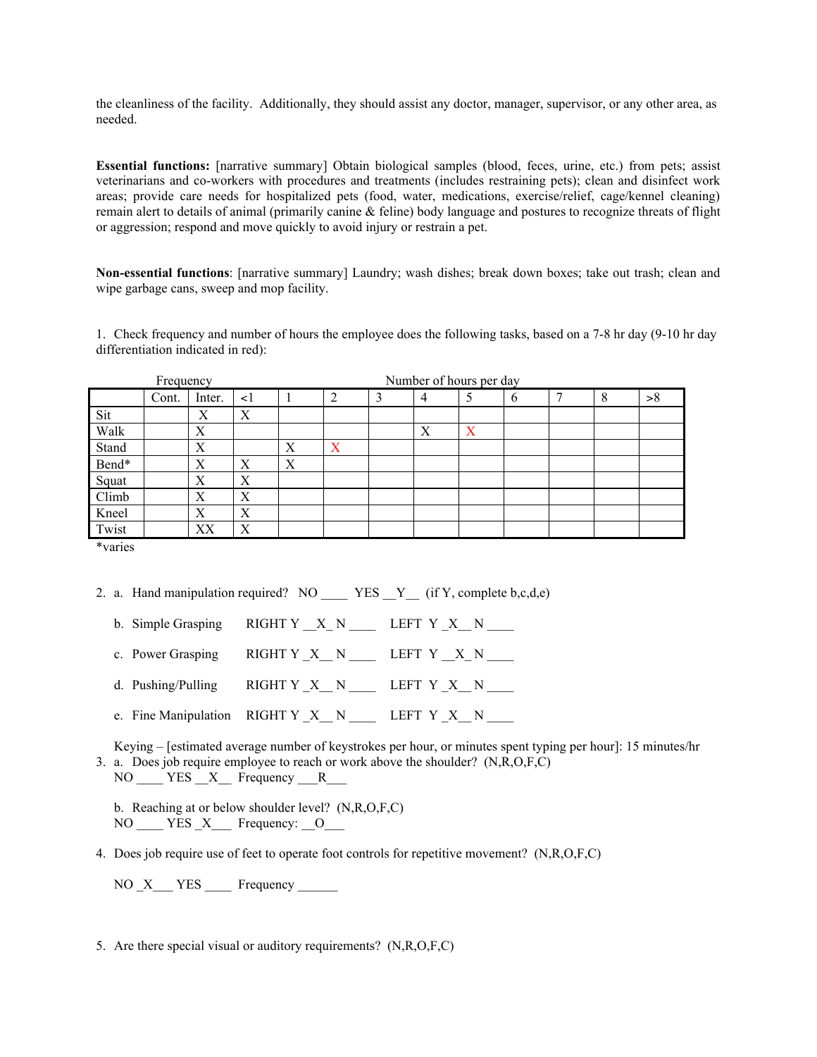the cleanliness of the facility. Additionally, they should assist any doctor, manager, supervisor, or any other area, as needed.

**Essential functions:** [narrative summary] Obtain biological samples (blood, feces, urine, etc.) from pets; assist veterinarians and co-workers with procedures and treatments (includes restraining pets); clean and disinfect work areas; provide care needs for hospitalized pets (food, water, medications, exercise/relief, cage/kennel cleaning) remain alert to details of animal (primarily canine & feline) body language and postures to recognize threats of flight or aggression; respond and move quickly to avoid injury or restrain a pet.

**Non-essential functions**: [narrative summary] Laundry; wash dishes; break down boxes; take out trash; clean and wipe garbage cans, sweep and mop facility.

1. Check frequency and number of hours the employee does the following tasks, based on a 7-8 hr day (9-10 hr day differentiation indicated in red):

| | Frequency | | Number of hours per day | | | | | | | | | |
|---|---|---|---|---|---|---|---|---|---|---|---|---|
| | Cont. | Inter. | <1 | 1 | 2 | 3 | 4 | 5 | 6 | 7 | 8 | >8 |
| Sit | | X | X | | | | | | | | | |
| Walk | | X | | | | | X | X | | | | |
| Stand | | X | | X | X | | | | | | | |
| Bend* | | X | X | X | | | | | | | | |
| Squat | | X | X | | | | | | | | | |
| Climb | | X | X | | | | | | | | | |
| Kneel | | X | X | | | | | | | | | |
| Twist | | XX | X | | | | | | | | | |

*varies

2. a. Hand manipulation required? NO ____ YES __Y__ (if Y, complete b,c,d,e)

   b. Simple Grasping RIGHT Y __X_ N ____ LEFT Y _X__ N ____

   c. Power Grasping RIGHT Y _X__ N ____ LEFT Y __X_ N ____

   d. Pushing/Pulling RIGHT Y _X__ N ____ LEFT Y __X_ N ____

   e. Fine Manipulation RIGHT Y _X__ N ____ LEFT Y _X__ N ____

   Keying – [estimated average number of keystrokes per hour, or minutes spent typing per hour]: 15 minutes/hr

3. a. Does job require employee to reach or work above the shoulder? (N,R,O,F,C)
   NO ____ YES __X__ Frequency ___R___

   b. Reaching at or below shoulder level? (N,R,O,F,C)
   NO ____ YES _X___ Frequency: __O___

4. Does job require use of feet to operate foot controls for repetitive movement? (N,R,O,F,C)

   NO _X___ YES ____ Frequency ______

5. Are there special visual or auditory requirements? (N,R,O,F,C)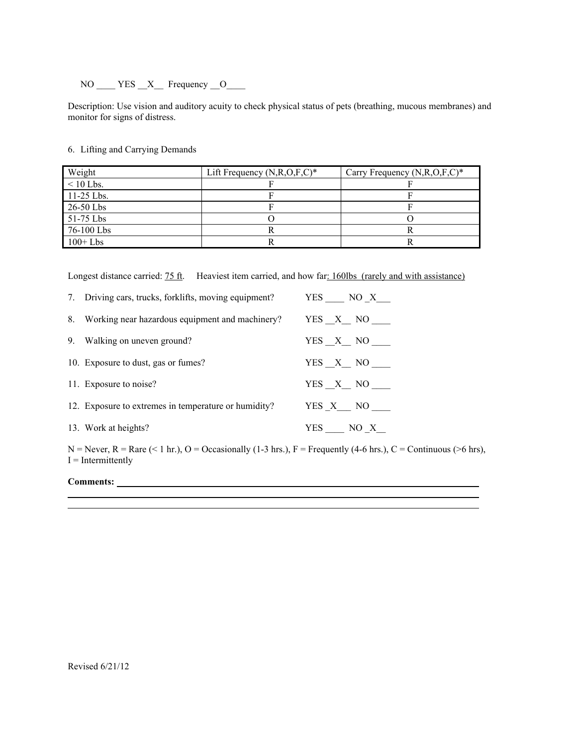NO ____ YES __X__ Frequency __O____

Description: Use vision and auditory acuity to check physical status of pets (breathing, mucous membranes) and monitor for signs of distress.

6. Lifting and Carrying Demands

| Weight | Lift Frequency (N,R,O,F,C)* | Carry Frequency (N,R,O,F,C)* |
|---|---|---|
| < 10 Lbs. | F | F |
| 11-25 Lbs. | F | F |
| 26-50 Lbs | F | F |
| 51-75 Lbs | O | O |
| 76-100 Lbs | R | R |
| 100+ Lbs | R | R |

Longest distance carried: 75 ft. Heaviest item carried, and how far: 160lbs (rarely and with assistance)

7. Driving cars, trucks, forklifts, moving equipment? YES ____ NO _X___
8. Working near hazardous equipment and machinery? YES __X__ NO ____
9. Walking on uneven ground? YES __X__ NO ____
10. Exposure to dust, gas or fumes? YES __X__ NO ____
11. Exposure to noise? YES __X__ NO ____
12. Exposure to extremes in temperature or humidity? YES _X___ NO ____
13. Work at heights? YES ____ NO _X__

N = Never, R = Rare (< 1 hr.), O = Occasionally (1-3 hrs.), F = Frequently (4-6 hrs.), C = Continuous (>6 hrs), I = Intermittently

**Comments:** ____________________________________________

Revised 6/21/12